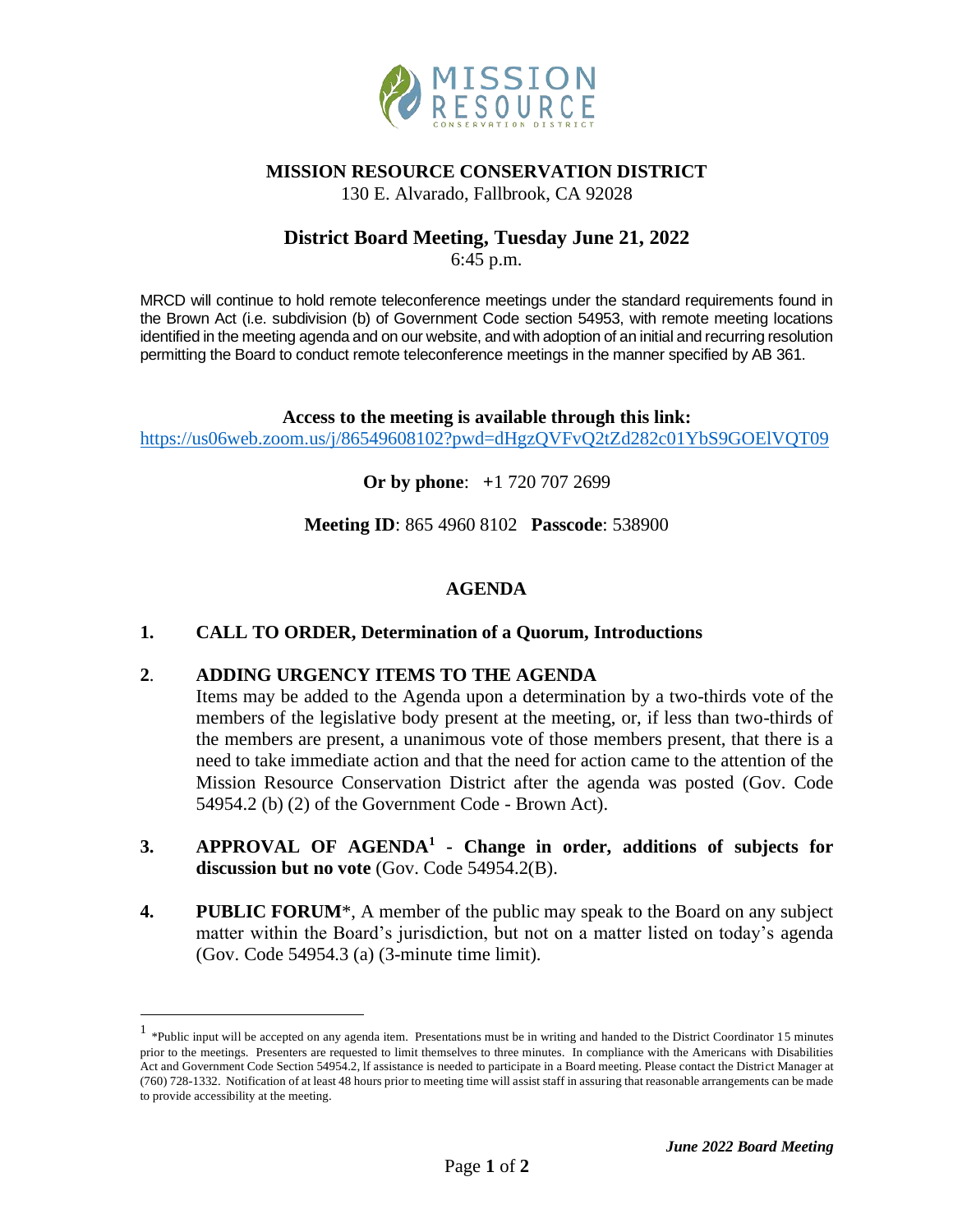# MISSION RESOURCE CONSERVATION DISTRICT

130 E. Alvarado, Fallbrook, CA 92028

## District Board Meeting, Tuesday June 21, 2022

6:45 p.m.

MRCD will continue to hold remote teleconference meetings under the standard requirements found in the Brown Act (i.e. subdivision (b) of Government Code section 54953, with remote meeting locations identified in the meeting agenda and on our website, and with adoption of an initial and recurring resolution permitting the Board to conduct remote teleconference meetings in the manner specified by AB 361.

**Access to the meeting is available through this link:**
https://us06web.zoom.us/j/86549608102?pwd=dHgzQVFvQ2tZd282c01YbS9GOElVQT09

**Or by phone**: +1 720 707 2699

**Meeting ID**: 865 4960 8102 **Passcode**: 538900

## AGENDA

**1. CALL TO ORDER, Determination of a Quorum, Introductions**

**2. ADDING URGENCY ITEMS TO THE AGENDA**
Items may be added to the Agenda upon a determination by a two-thirds vote of the members of the legislative body present at the meeting, or, if less than two-thirds of the members are present, a unanimous vote of those members present, that there is a need to take immediate action and that the need for action came to the attention of the Mission Resource Conservation District after the agenda was posted (Gov. Code 54954.2 (b) (2) of the Government Code - Brown Act).

**3. APPROVAL OF AGENDA[1] - Change in order, additions of subjects for discussion but no vote** (Gov. Code 54954.2(B).

**4. PUBLIC FORUM***, A member of the public may speak to the Board on any subject matter within the Board's jurisdiction, but not on a matter listed on today's agenda (Gov. Code 54954.3 (a) (3-minute time limit).

---

[1] *Public input will be accepted on any agenda item. Presentations must be in writing and handed to the District Coordinator 15 minutes prior to the meetings. Presenters are requested to limit themselves to three minutes. In compliance with the Americans with Disabilities Act and Government Code Section 54954.2, If assistance is needed to participate in a Board meeting. Please contact the District Manager at (760) 728-1332. Notification of at least 48 hours prior to meeting time will assist staff in assuring that reasonable arrangements can be made to provide accessibility at the meeting.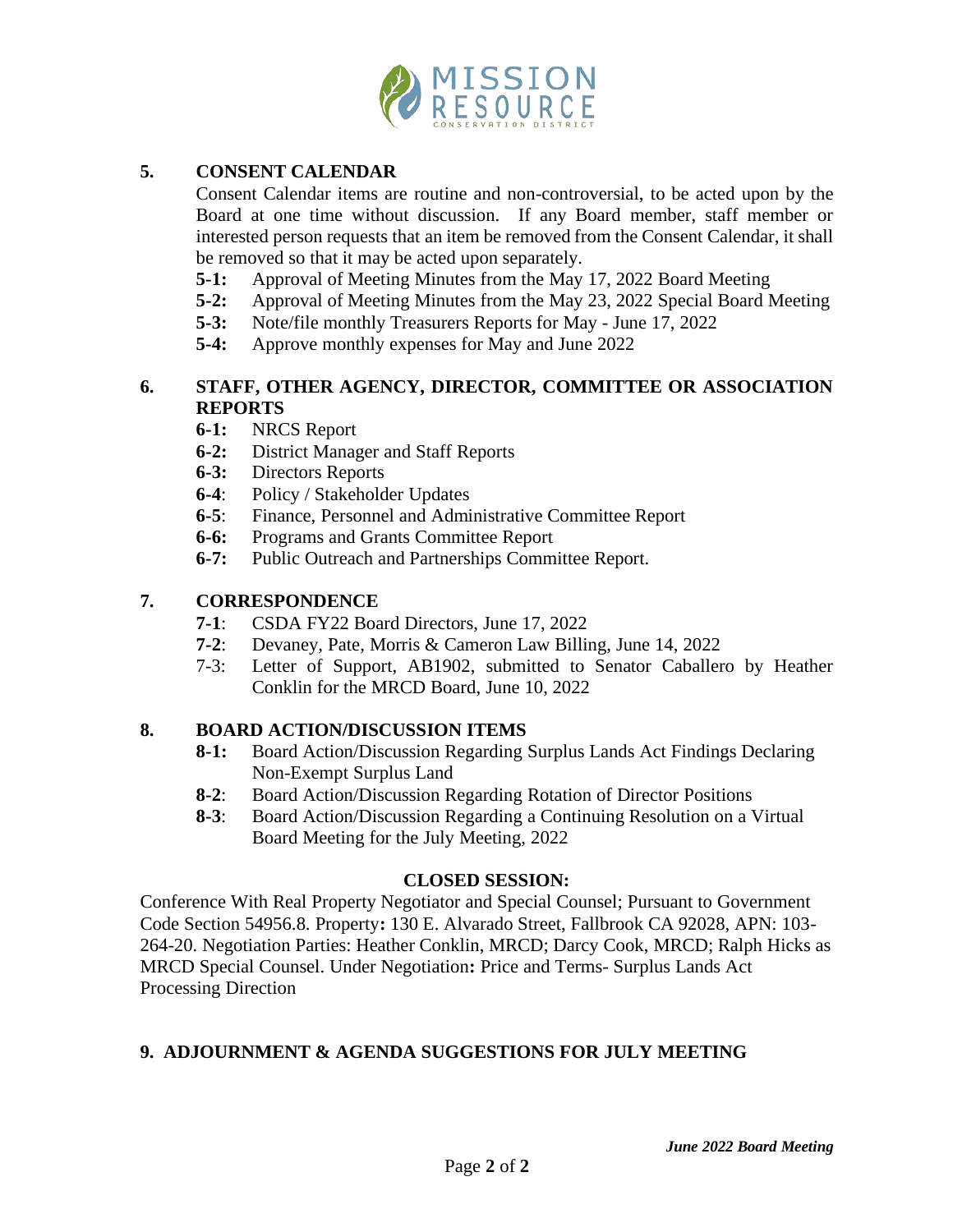## 5. CONSENT CALENDAR

Consent Calendar items are routine and non-controversial, to be acted upon by the Board at one time without discussion. If any Board member, staff member or interested person requests that an item be removed from the Consent Calendar, it shall be removed so that it may be acted upon separately.

- **5-1:** Approval of Meeting Minutes from the May 17, 2022 Board Meeting
- **5-2:** Approval of Meeting Minutes from the May 23, 2022 Special Board Meeting
- **5-3:** Note/file monthly Treasurers Reports for May - June 17, 2022
- **5-4:** Approve monthly expenses for May and June 2022

## 6. STAFF, OTHER AGENCY, DIRECTOR, COMMITTEE OR ASSOCIATION REPORTS

- **6-1:** NRCS Report
- **6-2:** District Manager and Staff Reports
- **6-3:** Directors Reports
- **6-4**: Policy / Stakeholder Updates
- **6-5**: Finance, Personnel and Administrative Committee Report
- **6-6:** Programs and Grants Committee Report
- **6-7:** Public Outreach and Partnerships Committee Report.

## 7. CORRESPONDENCE

- **7-1**: CSDA FY22 Board Directors, June 17, 2022
- **7-2**: Devaney, Pate, Morris & Cameron Law Billing, June 14, 2022
- 7-3: Letter of Support, AB1902, submitted to Senator Caballero by Heather Conklin for the MRCD Board, June 10, 2022

## 8. BOARD ACTION/DISCUSSION ITEMS

- **8-1:** Board Action/Discussion Regarding Surplus Lands Act Findings Declaring Non-Exempt Surplus Land
- **8-2**: Board Action/Discussion Regarding Rotation of Director Positions
- **8-3**: Board Action/Discussion Regarding a Continuing Resolution on a Virtual Board Meeting for the July Meeting, 2022

### CLOSED SESSION:

Conference With Real Property Negotiator and Special Counsel; Pursuant to Government Code Section 54956.8. Property**:** 130 E. Alvarado Street, Fallbrook CA 92028, APN: 103-264-20. Negotiation Parties: Heather Conklin, MRCD; Darcy Cook, MRCD; Ralph Hicks as MRCD Special Counsel. Under Negotiation**:** Price and Terms- Surplus Lands Act Processing Direction

## 9. ADJOURNMENT & AGENDA SUGGESTIONS FOR JULY MEETING